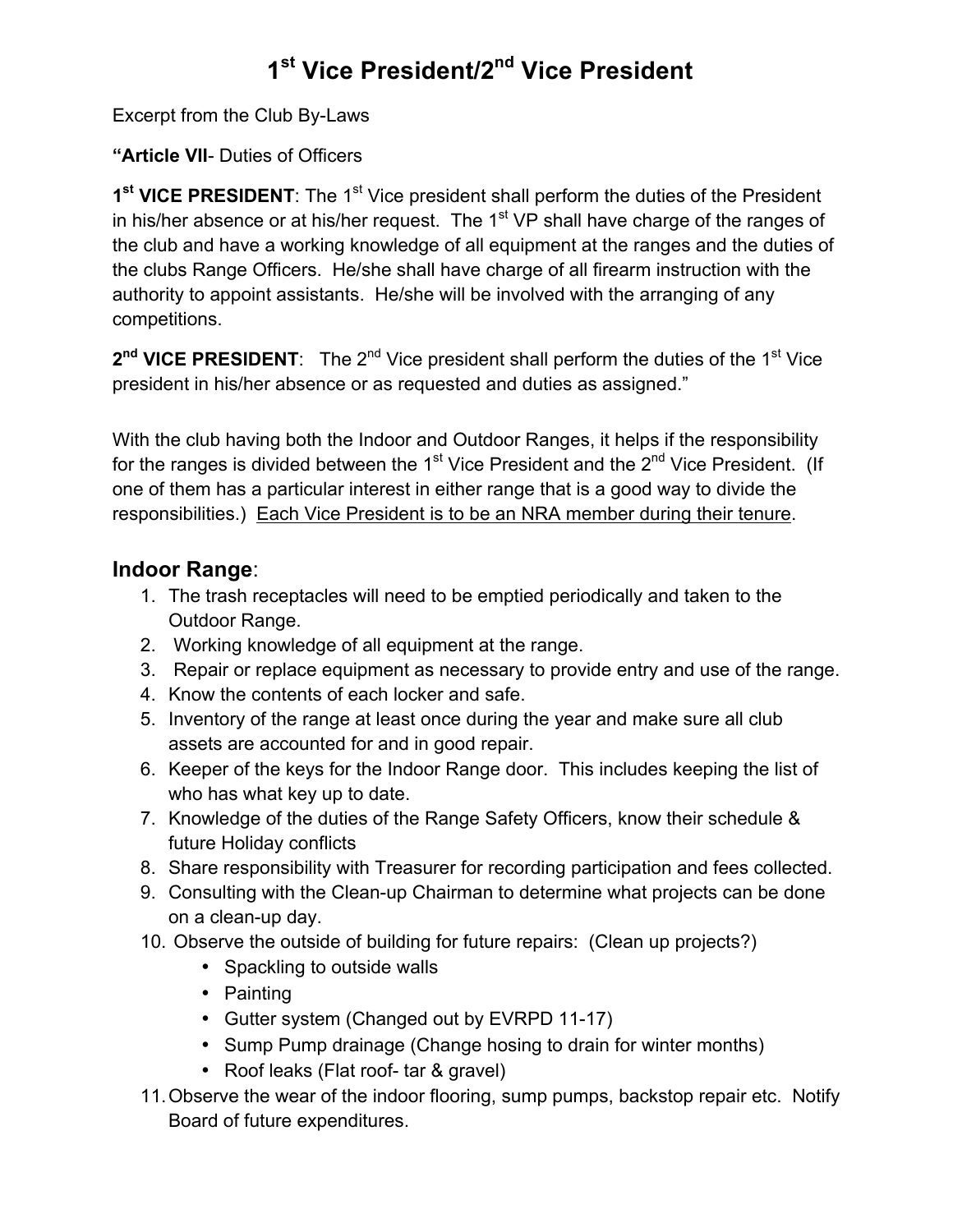# 1st Vice President/2nd Vice President

Excerpt from the Club By-Laws

**"Article VII**- Duties of Officers

**1st VICE PRESIDENT**: The 1st Vice president shall perform the duties of the President in his/her absence or at his/her request. The 1st VP shall have charge of the ranges of the club and have a working knowledge of all equipment at the ranges and the duties of the clubs Range Officers. He/she shall have charge of all firearm instruction with the authority to appoint assistants. He/she will be involved with the arranging of any competitions.

**2nd VICE PRESIDENT**: The 2nd Vice president shall perform the duties of the 1st Vice president in his/her absence or as requested and duties as assigned."

With the club having both the Indoor and Outdoor Ranges, it helps if the responsibility for the ranges is divided between the 1st Vice President and the 2nd Vice President. (If one of them has a particular interest in either range that is a good way to divide the responsibilities.) <u>Each Vice President is to be an NRA member during their tenure</u>.

## Indoor Range:

1. The trash receptacles will need to be emptied periodically and taken to the Outdoor Range.
2. Working knowledge of all equipment at the range.
3. Repair or replace equipment as necessary to provide entry and use of the range.
4. Know the contents of each locker and safe.
5. Inventory of the range at least once during the year and make sure all club assets are accounted for and in good repair.
6. Keeper of the keys for the Indoor Range door. This includes keeping the list of who has what key up to date.
7. Knowledge of the duties of the Range Safety Officers, know their schedule & future Holiday conflicts
8. Share responsibility with Treasurer for recording participation and fees collected.
9. Consulting with the Clean-up Chairman to determine what projects can be done on a clean-up day.
10. Observe the outside of building for future repairs: (Clean up projects?)
    - Spackling to outside walls
    - Painting
    - Gutter system (Changed out by EVRPD 11-17)
    - Sump Pump drainage (Change hosing to drain for winter months)
    - Roof leaks (Flat roof- tar & gravel)
11. Observe the wear of the indoor flooring, sump pumps, backstop repair etc. Notify Board of future expenditures.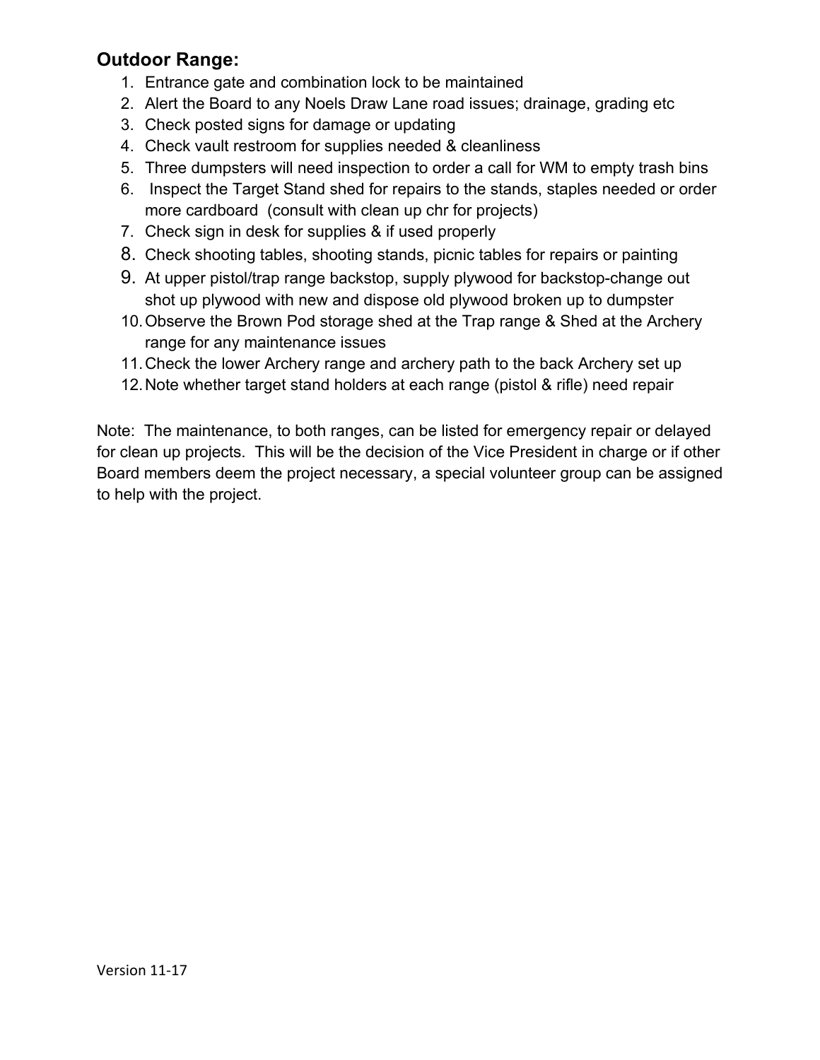### Outdoor Range:

1. Entrance gate and combination lock to be maintained
2. Alert the Board to any Noels Draw Lane road issues; drainage, grading etc
3. Check posted signs for damage or updating
4. Check vault restroom for supplies needed & cleanliness
5. Three dumpsters will need inspection to order a call for WM to empty trash bins
6. Inspect the Target Stand shed for repairs to the stands, staples needed or order more cardboard (consult with clean up chr for projects)
7. Check sign in desk for supplies & if used properly
8. Check shooting tables, shooting stands, picnic tables for repairs or painting
9. At upper pistol/trap range backstop, supply plywood for backstop-change out shot up plywood with new and dispose old plywood broken up to dumpster
10. Observe the Brown Pod storage shed at the Trap range & Shed at the Archery range for any maintenance issues
11. Check the lower Archery range and archery path to the back Archery set up
12. Note whether target stand holders at each range (pistol & rifle) need repair

Note: The maintenance, to both ranges, can be listed for emergency repair or delayed for clean up projects. This will be the decision of the Vice President in charge or if other Board members deem the project necessary, a special volunteer group can be assigned to help with the project.

Version 11-17